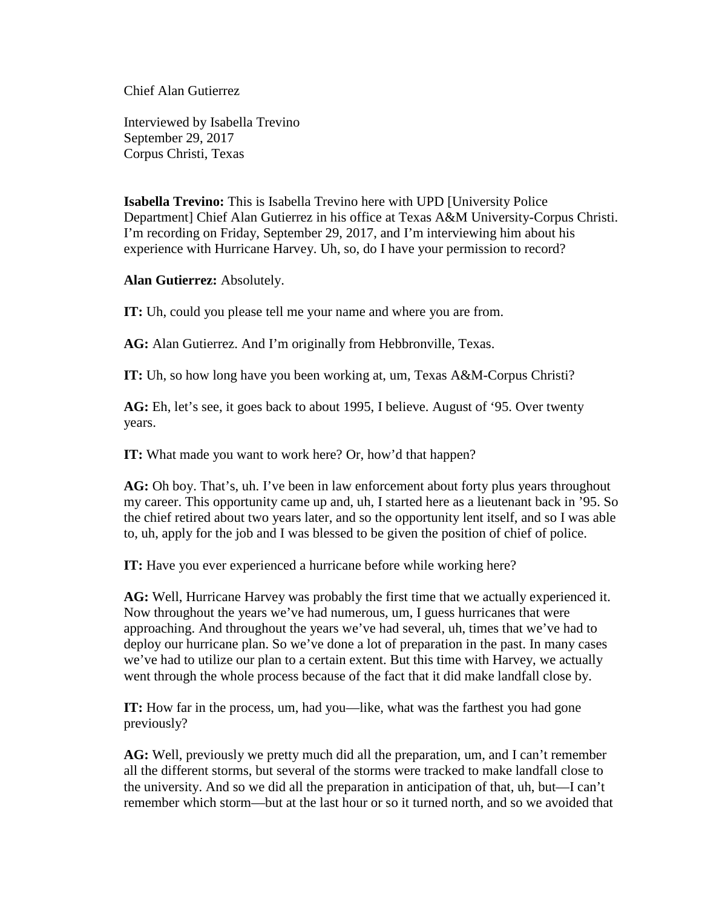Chief Alan Gutierrez

Interviewed by Isabella Trevino
September 29, 2017
Corpus Christi, Texas

**Isabella Trevino:** This is Isabella Trevino here with UPD [University Police Department] Chief Alan Gutierrez in his office at Texas A&M University-Corpus Christi. I'm recording on Friday, September 29, 2017, and I'm interviewing him about his experience with Hurricane Harvey. Uh, so, do I have your permission to record?

**Alan Gutierrez:** Absolutely.

**IT:** Uh, could you please tell me your name and where you are from.

**AG:** Alan Gutierrez. And I'm originally from Hebbronville, Texas.

**IT:** Uh, so how long have you been working at, um, Texas A&M-Corpus Christi?

**AG:** Eh, let's see, it goes back to about 1995, I believe. August of '95. Over twenty years.

**IT:** What made you want to work here? Or, how'd that happen?

**AG:** Oh boy. That's, uh. I've been in law enforcement about forty plus years throughout my career. This opportunity came up and, uh, I started here as a lieutenant back in '95. So the chief retired about two years later, and so the opportunity lent itself, and so I was able to, uh, apply for the job and I was blessed to be given the position of chief of police.

**IT:** Have you ever experienced a hurricane before while working here?

**AG:** Well, Hurricane Harvey was probably the first time that we actually experienced it. Now throughout the years we've had numerous, um, I guess hurricanes that were approaching. And throughout the years we've had several, uh, times that we've had to deploy our hurricane plan. So we've done a lot of preparation in the past. In many cases we've had to utilize our plan to a certain extent. But this time with Harvey, we actually went through the whole process because of the fact that it did make landfall close by.

**IT:** How far in the process, um, had you—like, what was the farthest you had gone previously?

**AG:** Well, previously we pretty much did all the preparation, um, and I can't remember all the different storms, but several of the storms were tracked to make landfall close to the university. And so we did all the preparation in anticipation of that, uh, but—I can't remember which storm—but at the last hour or so it turned north, and so we avoided that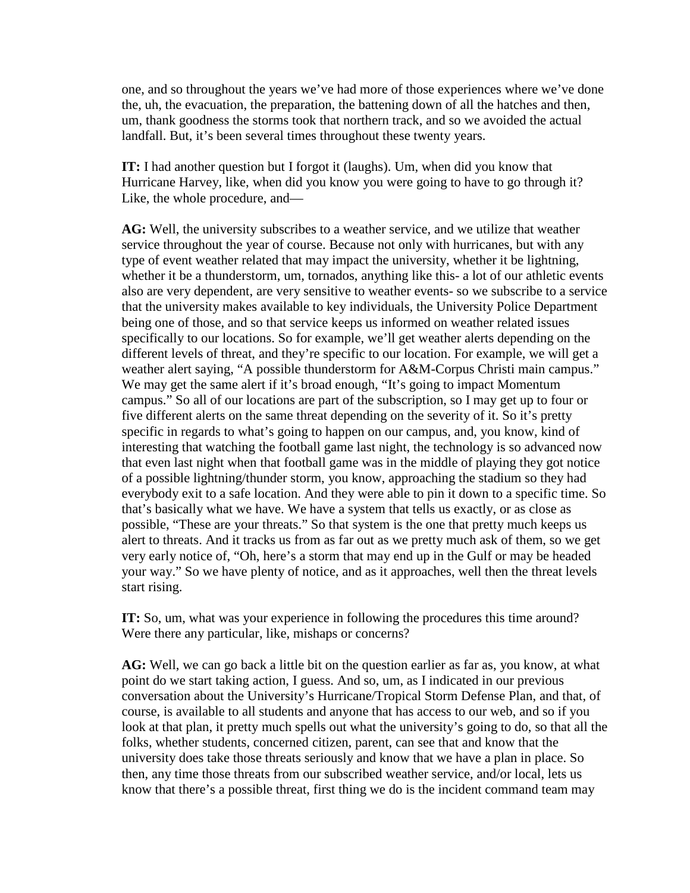one, and so throughout the years we've had more of those experiences where we've done the, uh, the evacuation, the preparation, the battening down of all the hatches and then, um, thank goodness the storms took that northern track, and so we avoided the actual landfall. But, it's been several times throughout these twenty years.

**IT:** I had another question but I forgot it (laughs). Um, when did you know that Hurricane Harvey, like, when did you know you were going to have to go through it? Like, the whole procedure, and—

**AG:** Well, the university subscribes to a weather service, and we utilize that weather service throughout the year of course. Because not only with hurricanes, but with any type of event weather related that may impact the university, whether it be lightning, whether it be a thunderstorm, um, tornados, anything like this- a lot of our athletic events also are very dependent, are very sensitive to weather events- so we subscribe to a service that the university makes available to key individuals, the University Police Department being one of those, and so that service keeps us informed on weather related issues specifically to our locations. So for example, we'll get weather alerts depending on the different levels of threat, and they're specific to our location. For example, we will get a weather alert saying, "A possible thunderstorm for A&M-Corpus Christi main campus." We may get the same alert if it's broad enough, "It's going to impact Momentum campus." So all of our locations are part of the subscription, so I may get up to four or five different alerts on the same threat depending on the severity of it. So it's pretty specific in regards to what's going to happen on our campus, and, you know, kind of interesting that watching the football game last night, the technology is so advanced now that even last night when that football game was in the middle of playing they got notice of a possible lightning/thunder storm, you know, approaching the stadium so they had everybody exit to a safe location. And they were able to pin it down to a specific time. So that's basically what we have. We have a system that tells us exactly, or as close as possible, "These are your threats." So that system is the one that pretty much keeps us alert to threats. And it tracks us from as far out as we pretty much ask of them, so we get very early notice of, "Oh, here's a storm that may end up in the Gulf or may be headed your way." So we have plenty of notice, and as it approaches, well then the threat levels start rising.

**IT:** So, um, what was your experience in following the procedures this time around? Were there any particular, like, mishaps or concerns?

**AG:** Well, we can go back a little bit on the question earlier as far as, you know, at what point do we start taking action, I guess. And so, um, as I indicated in our previous conversation about the University's Hurricane/Tropical Storm Defense Plan, and that, of course, is available to all students and anyone that has access to our web, and so if you look at that plan, it pretty much spells out what the university's going to do, so that all the folks, whether students, concerned citizen, parent, can see that and know that the university does take those threats seriously and know that we have a plan in place. So then, any time those threats from our subscribed weather service, and/or local, lets us know that there's a possible threat, first thing we do is the incident command team may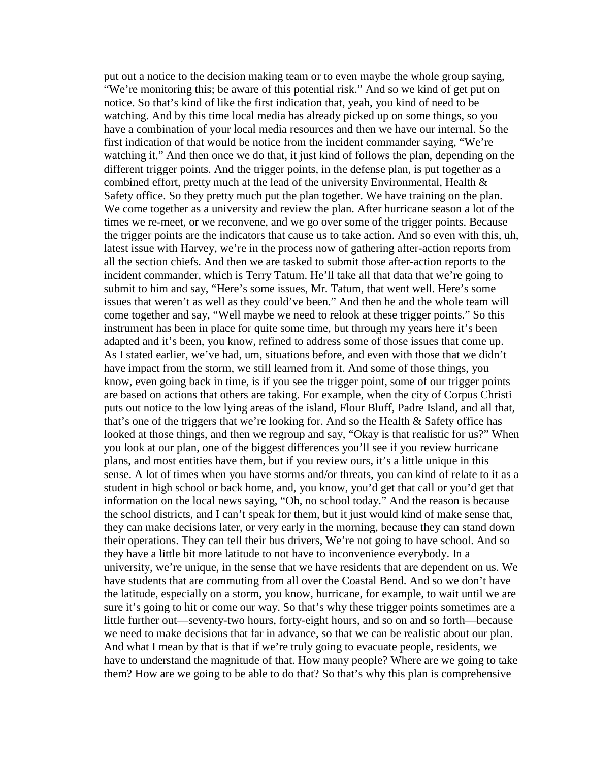put out a notice to the decision making team or to even maybe the whole group saying, “We’re monitoring this; be aware of this potential risk.” And so we kind of get put on notice. So that’s kind of like the first indication that, yeah, you kind of need to be watching. And by this time local media has already picked up on some things, so you have a combination of your local media resources and then we have our internal. So the first indication of that would be notice from the incident commander saying, “We’re watching it.” And then once we do that, it just kind of follows the plan, depending on the different trigger points. And the trigger points, in the defense plan, is put together as a combined effort, pretty much at the lead of the university Environmental, Health & Safety office. So they pretty much put the plan together. We have training on the plan. We come together as a university and review the plan. After hurricane season a lot of the times we re-meet, or we reconvene, and we go over some of the trigger points. Because the trigger points are the indicators that cause us to take action. And so even with this, uh, latest issue with Harvey, we’re in the process now of gathering after-action reports from all the section chiefs. And then we are tasked to submit those after-action reports to the incident commander, which is Terry Tatum. He’ll take all that data that we’re going to submit to him and say, “Here’s some issues, Mr. Tatum, that went well. Here’s some issues that weren’t as well as they could’ve been.” And then he and the whole team will come together and say, “Well maybe we need to relook at these trigger points.” So this instrument has been in place for quite some time, but through my years here it’s been adapted and it’s been, you know, refined to address some of those issues that come up. As I stated earlier, we’ve had, um, situations before, and even with those that we didn’t have impact from the storm, we still learned from it. And some of those things, you know, even going back in time, is if you see the trigger point, some of our trigger points are based on actions that others are taking. For example, when the city of Corpus Christi puts out notice to the low lying areas of the island, Flour Bluff, Padre Island, and all that, that’s one of the triggers that we’re looking for. And so the Health & Safety office has looked at those things, and then we regroup and say, “Okay is that realistic for us?” When you look at our plan, one of the biggest differences you’ll see if you review hurricane plans, and most entities have them, but if you review ours, it’s a little unique in this sense. A lot of times when you have storms and/or threats, you can kind of relate to it as a student in high school or back home, and, you know, you’d get that call or you’d get that information on the local news saying, “Oh, no school today.” And the reason is because the school districts, and I can’t speak for them, but it just would kind of make sense that, they can make decisions later, or very early in the morning, because they can stand down their operations. They can tell their bus drivers, We’re not going to have school. And so they have a little bit more latitude to not have to inconvenience everybody. In a university, we’re unique, in the sense that we have residents that are dependent on us. We have students that are commuting from all over the Coastal Bend. And so we don’t have the latitude, especially on a storm, you know, hurricane, for example, to wait until we are sure it’s going to hit or come our way. So that’s why these trigger points sometimes are a little further out—seventy-two hours, forty-eight hours, and so on and so forth—because we need to make decisions that far in advance, so that we can be realistic about our plan. And what I mean by that is that if we’re truly going to evacuate people, residents, we have to understand the magnitude of that. How many people? Where are we going to take them? How are we going to be able to do that? So that’s why this plan is comprehensive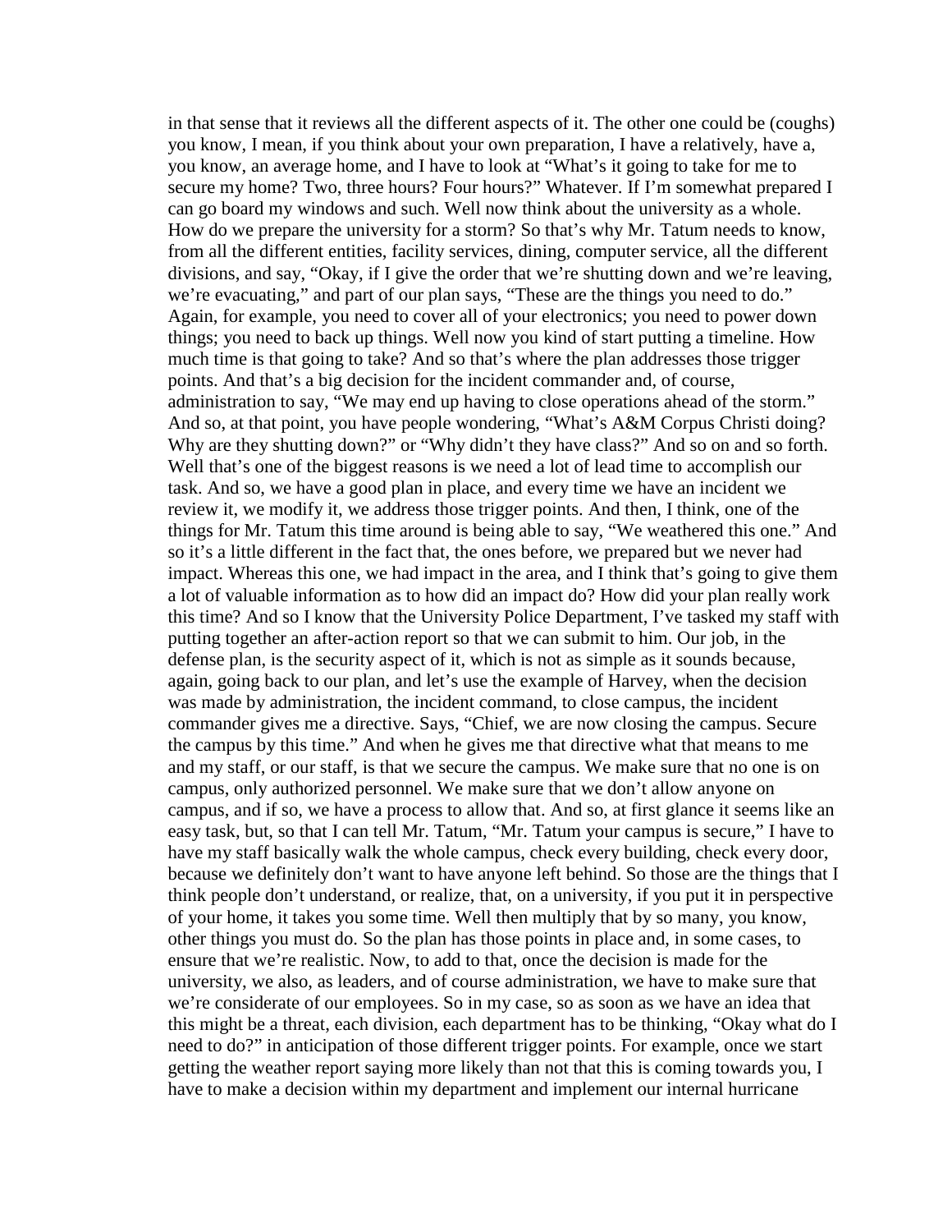in that sense that it reviews all the different aspects of it. The other one could be (coughs) you know, I mean, if you think about your own preparation, I have a relatively, have a, you know, an average home, and I have to look at "What's it going to take for me to secure my home? Two, three hours? Four hours?" Whatever. If I'm somewhat prepared I can go board my windows and such. Well now think about the university as a whole. How do we prepare the university for a storm? So that's why Mr. Tatum needs to know, from all the different entities, facility services, dining, computer service, all the different divisions, and say, "Okay, if I give the order that we're shutting down and we're leaving, we're evacuating," and part of our plan says, "These are the things you need to do." Again, for example, you need to cover all of your electronics; you need to power down things; you need to back up things. Well now you kind of start putting a timeline. How much time is that going to take? And so that's where the plan addresses those trigger points. And that's a big decision for the incident commander and, of course, administration to say, "We may end up having to close operations ahead of the storm." And so, at that point, you have people wondering, "What's A&M Corpus Christi doing? Why are they shutting down?" or "Why didn't they have class?" And so on and so forth. Well that's one of the biggest reasons is we need a lot of lead time to accomplish our task. And so, we have a good plan in place, and every time we have an incident we review it, we modify it, we address those trigger points. And then, I think, one of the things for Mr. Tatum this time around is being able to say, "We weathered this one." And so it's a little different in the fact that, the ones before, we prepared but we never had impact. Whereas this one, we had impact in the area, and I think that's going to give them a lot of valuable information as to how did an impact do? How did your plan really work this time? And so I know that the University Police Department, I've tasked my staff with putting together an after-action report so that we can submit to him. Our job, in the defense plan, is the security aspect of it, which is not as simple as it sounds because, again, going back to our plan, and let's use the example of Harvey, when the decision was made by administration, the incident command, to close campus, the incident commander gives me a directive. Says, "Chief, we are now closing the campus. Secure the campus by this time." And when he gives me that directive what that means to me and my staff, or our staff, is that we secure the campus. We make sure that no one is on campus, only authorized personnel. We make sure that we don't allow anyone on campus, and if so, we have a process to allow that. And so, at first glance it seems like an easy task, but, so that I can tell Mr. Tatum, "Mr. Tatum your campus is secure," I have to have my staff basically walk the whole campus, check every building, check every door, because we definitely don't want to have anyone left behind. So those are the things that I think people don't understand, or realize, that, on a university, if you put it in perspective of your home, it takes you some time. Well then multiply that by so many, you know, other things you must do. So the plan has those points in place and, in some cases, to ensure that we're realistic. Now, to add to that, once the decision is made for the university, we also, as leaders, and of course administration, we have to make sure that we're considerate of our employees. So in my case, so as soon as we have an idea that this might be a threat, each division, each department has to be thinking, "Okay what do I need to do?" in anticipation of those different trigger points. For example, once we start getting the weather report saying more likely than not that this is coming towards you, I have to make a decision within my department and implement our internal hurricane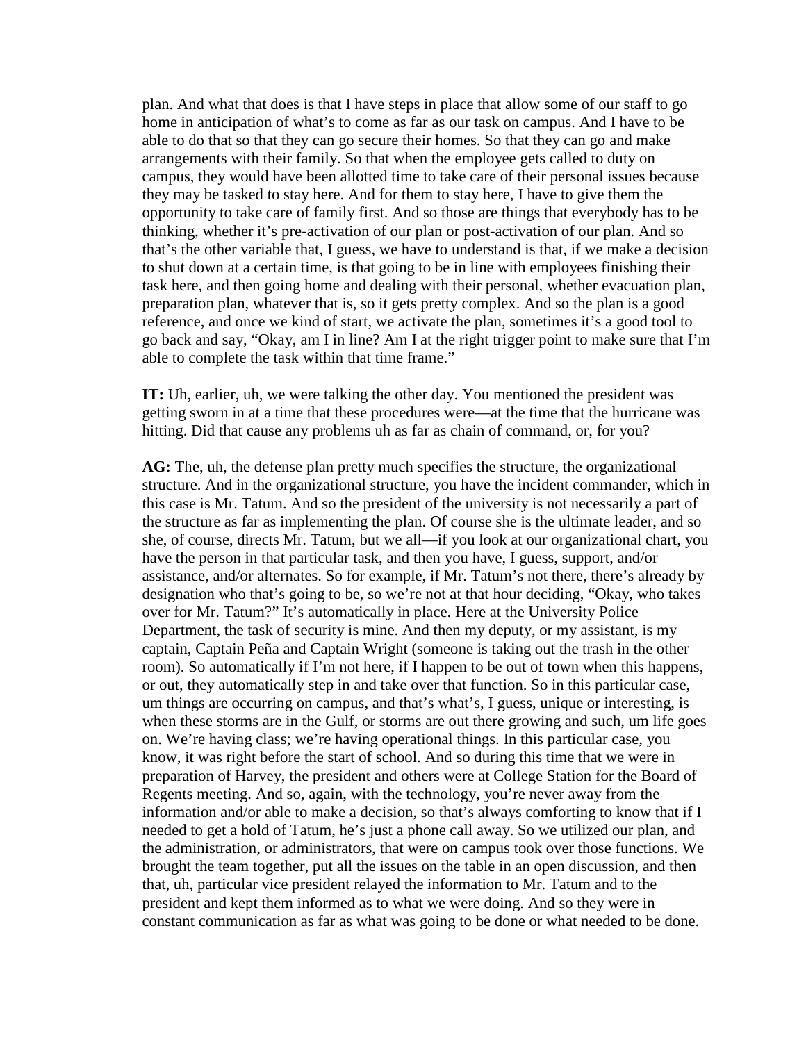plan. And what that does is that I have steps in place that allow some of our staff to go home in anticipation of what's to come as far as our task on campus. And I have to be able to do that so that they can go secure their homes. So that they can go and make arrangements with their family. So that when the employee gets called to duty on campus, they would have been allotted time to take care of their personal issues because they may be tasked to stay here. And for them to stay here, I have to give them the opportunity to take care of family first. And so those are things that everybody has to be thinking, whether it's pre-activation of our plan or post-activation of our plan. And so that's the other variable that, I guess, we have to understand is that, if we make a decision to shut down at a certain time, is that going to be in line with employees finishing their task here, and then going home and dealing with their personal, whether evacuation plan, preparation plan, whatever that is, so it gets pretty complex. And so the plan is a good reference, and once we kind of start, we activate the plan, sometimes it's a good tool to go back and say, "Okay, am I in line? Am I at the right trigger point to make sure that I'm able to complete the task within that time frame."

**IT:** Uh, earlier, uh, we were talking the other day. You mentioned the president was getting sworn in at a time that these procedures were—at the time that the hurricane was hitting. Did that cause any problems uh as far as chain of command, or, for you?

**AG:** The, uh, the defense plan pretty much specifies the structure, the organizational structure. And in the organizational structure, you have the incident commander, which in this case is Mr. Tatum. And so the president of the university is not necessarily a part of the structure as far as implementing the plan. Of course she is the ultimate leader, and so she, of course, directs Mr. Tatum, but we all—if you look at our organizational chart, you have the person in that particular task, and then you have, I guess, support, and/or assistance, and/or alternates. So for example, if Mr. Tatum's not there, there's already by designation who that's going to be, so we're not at that hour deciding, "Okay, who takes over for Mr. Tatum?" It's automatically in place. Here at the University Police Department, the task of security is mine. And then my deputy, or my assistant, is my captain, Captain Peña and Captain Wright (someone is taking out the trash in the other room). So automatically if I'm not here, if I happen to be out of town when this happens, or out, they automatically step in and take over that function. So in this particular case, um things are occurring on campus, and that's what's, I guess, unique or interesting, is when these storms are in the Gulf, or storms are out there growing and such, um life goes on. We're having class; we're having operational things. In this particular case, you know, it was right before the start of school. And so during this time that we were in preparation of Harvey, the president and others were at College Station for the Board of Regents meeting. And so, again, with the technology, you're never away from the information and/or able to make a decision, so that's always comforting to know that if I needed to get a hold of Tatum, he's just a phone call away. So we utilized our plan, and the administration, or administrators, that were on campus took over those functions. We brought the team together, put all the issues on the table in an open discussion, and then that, uh, particular vice president relayed the information to Mr. Tatum and to the president and kept them informed as to what we were doing. And so they were in constant communication as far as what was going to be done or what needed to be done.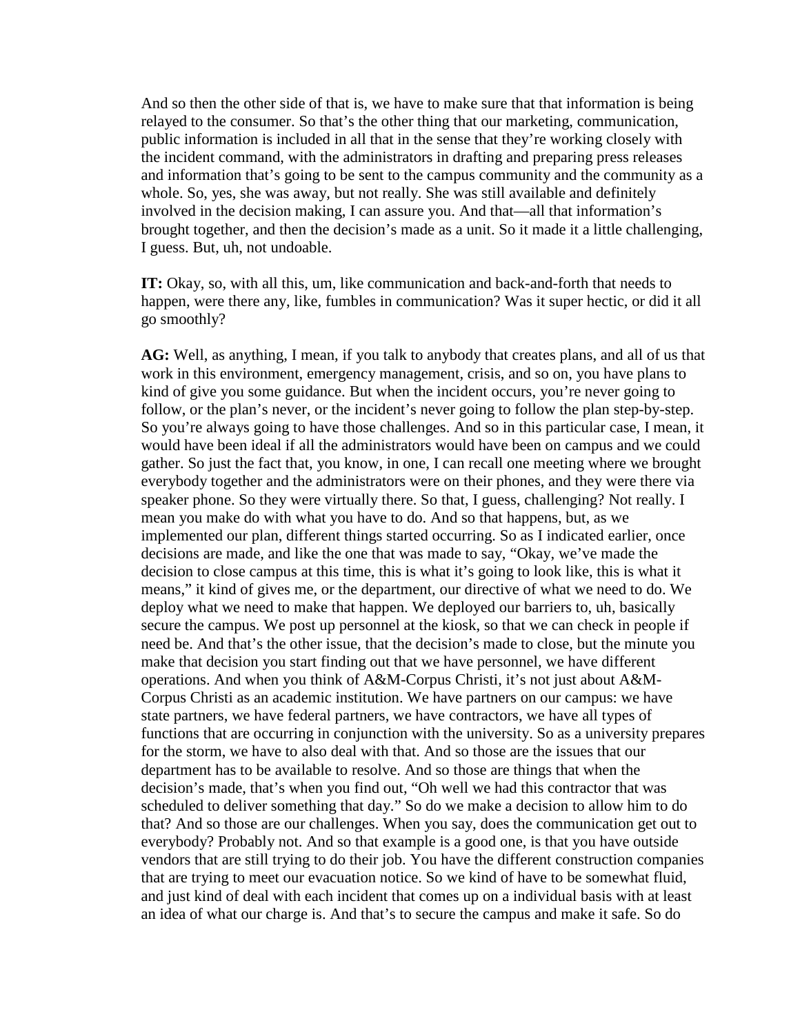And so then the other side of that is, we have to make sure that that information is being relayed to the consumer. So that's the other thing that our marketing, communication, public information is included in all that in the sense that they're working closely with the incident command, with the administrators in drafting and preparing press releases and information that's going to be sent to the campus community and the community as a whole. So, yes, she was away, but not really. She was still available and definitely involved in the decision making, I can assure you. And that—all that information's brought together, and then the decision's made as a unit. So it made it a little challenging, I guess. But, uh, not undoable.

**IT:** Okay, so, with all this, um, like communication and back-and-forth that needs to happen, were there any, like, fumbles in communication? Was it super hectic, or did it all go smoothly?

**AG:** Well, as anything, I mean, if you talk to anybody that creates plans, and all of us that work in this environment, emergency management, crisis, and so on, you have plans to kind of give you some guidance. But when the incident occurs, you're never going to follow, or the plan's never, or the incident's never going to follow the plan step-by-step. So you're always going to have those challenges. And so in this particular case, I mean, it would have been ideal if all the administrators would have been on campus and we could gather. So just the fact that, you know, in one, I can recall one meeting where we brought everybody together and the administrators were on their phones, and they were there via speaker phone. So they were virtually there. So that, I guess, challenging? Not really. I mean you make do with what you have to do. And so that happens, but, as we implemented our plan, different things started occurring. So as I indicated earlier, once decisions are made, and like the one that was made to say, "Okay, we've made the decision to close campus at this time, this is what it's going to look like, this is what it means," it kind of gives me, or the department, our directive of what we need to do. We deploy what we need to make that happen. We deployed our barriers to, uh, basically secure the campus. We post up personnel at the kiosk, so that we can check in people if need be. And that's the other issue, that the decision's made to close, but the minute you make that decision you start finding out that we have personnel, we have different operations. And when you think of A&M-Corpus Christi, it's not just about A&M-Corpus Christi as an academic institution. We have partners on our campus: we have state partners, we have federal partners, we have contractors, we have all types of functions that are occurring in conjunction with the university. So as a university prepares for the storm, we have to also deal with that. And so those are the issues that our department has to be available to resolve. And so those are things that when the decision's made, that's when you find out, "Oh well we had this contractor that was scheduled to deliver something that day." So do we make a decision to allow him to do that? And so those are our challenges. When you say, does the communication get out to everybody? Probably not. And so that example is a good one, is that you have outside vendors that are still trying to do their job. You have the different construction companies that are trying to meet our evacuation notice. So we kind of have to be somewhat fluid, and just kind of deal with each incident that comes up on a individual basis with at least an idea of what our charge is. And that's to secure the campus and make it safe. So do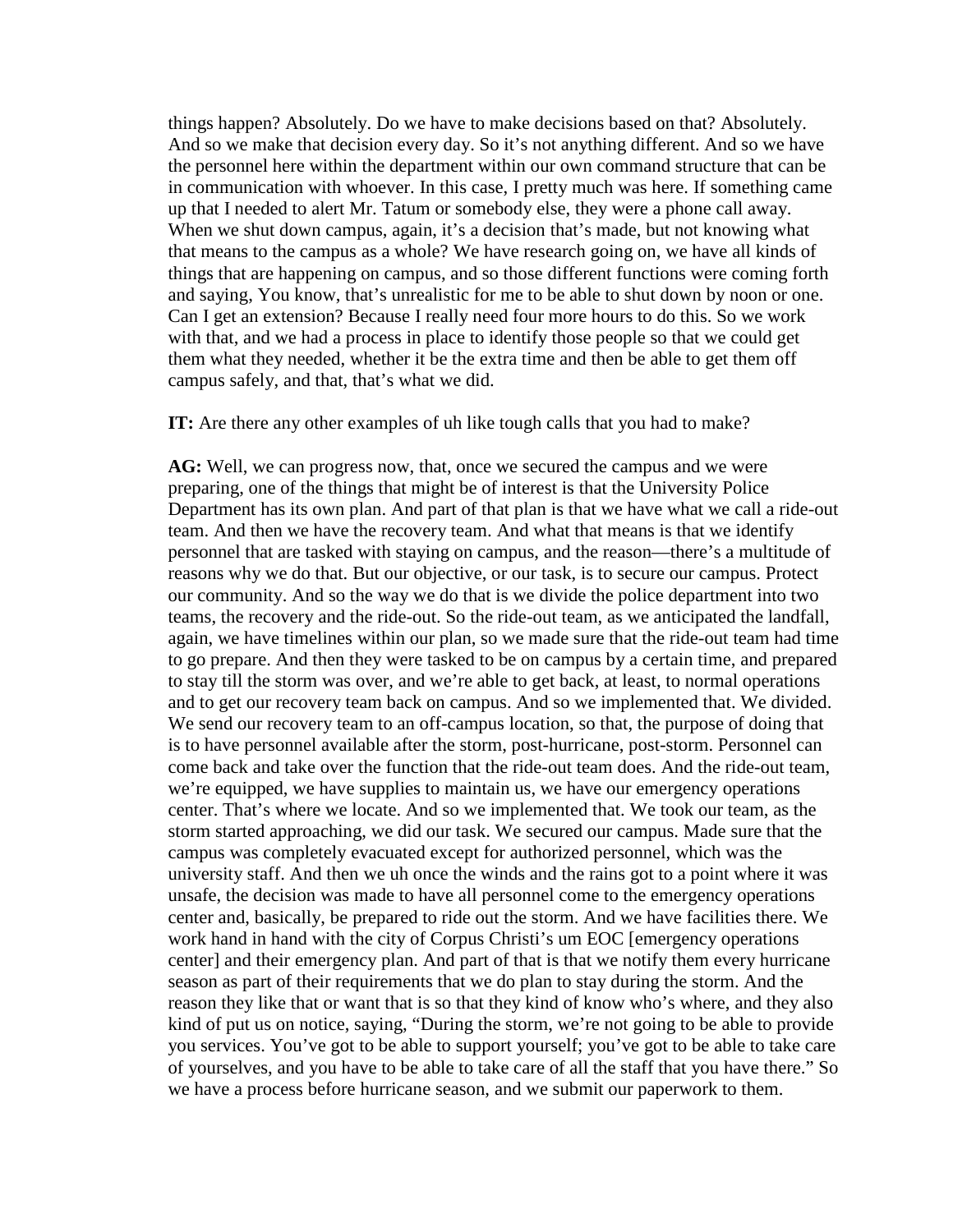things happen? Absolutely. Do we have to make decisions based on that? Absolutely. And so we make that decision every day. So it's not anything different. And so we have the personnel here within the department within our own command structure that can be in communication with whoever. In this case, I pretty much was here. If something came up that I needed to alert Mr. Tatum or somebody else, they were a phone call away. When we shut down campus, again, it's a decision that's made, but not knowing what that means to the campus as a whole? We have research going on, we have all kinds of things that are happening on campus, and so those different functions were coming forth and saying, You know, that's unrealistic for me to be able to shut down by noon or one. Can I get an extension? Because I really need four more hours to do this. So we work with that, and we had a process in place to identify those people so that we could get them what they needed, whether it be the extra time and then be able to get them off campus safely, and that, that's what we did.

**IT:** Are there any other examples of uh like tough calls that you had to make?

**AG:** Well, we can progress now, that, once we secured the campus and we were preparing, one of the things that might be of interest is that the University Police Department has its own plan. And part of that plan is that we have what we call a ride-out team. And then we have the recovery team. And what that means is that we identify personnel that are tasked with staying on campus, and the reason—there's a multitude of reasons why we do that. But our objective, or our task, is to secure our campus. Protect our community. And so the way we do that is we divide the police department into two teams, the recovery and the ride-out. So the ride-out team, as we anticipated the landfall, again, we have timelines within our plan, so we made sure that the ride-out team had time to go prepare. And then they were tasked to be on campus by a certain time, and prepared to stay till the storm was over, and we're able to get back, at least, to normal operations and to get our recovery team back on campus. And so we implemented that. We divided. We send our recovery team to an off-campus location, so that, the purpose of doing that is to have personnel available after the storm, post-hurricane, post-storm. Personnel can come back and take over the function that the ride-out team does. And the ride-out team, we're equipped, we have supplies to maintain us, we have our emergency operations center. That's where we locate. And so we implemented that. We took our team, as the storm started approaching, we did our task. We secured our campus. Made sure that the campus was completely evacuated except for authorized personnel, which was the university staff. And then we uh once the winds and the rains got to a point where it was unsafe, the decision was made to have all personnel come to the emergency operations center and, basically, be prepared to ride out the storm. And we have facilities there. We work hand in hand with the city of Corpus Christi's um EOC [emergency operations center] and their emergency plan. And part of that is that we notify them every hurricane season as part of their requirements that we do plan to stay during the storm. And the reason they like that or want that is so that they kind of know who's where, and they also kind of put us on notice, saying, "During the storm, we're not going to be able to provide you services. You've got to be able to support yourself; you've got to be able to take care of yourselves, and you have to be able to take care of all the staff that you have there." So we have a process before hurricane season, and we submit our paperwork to them.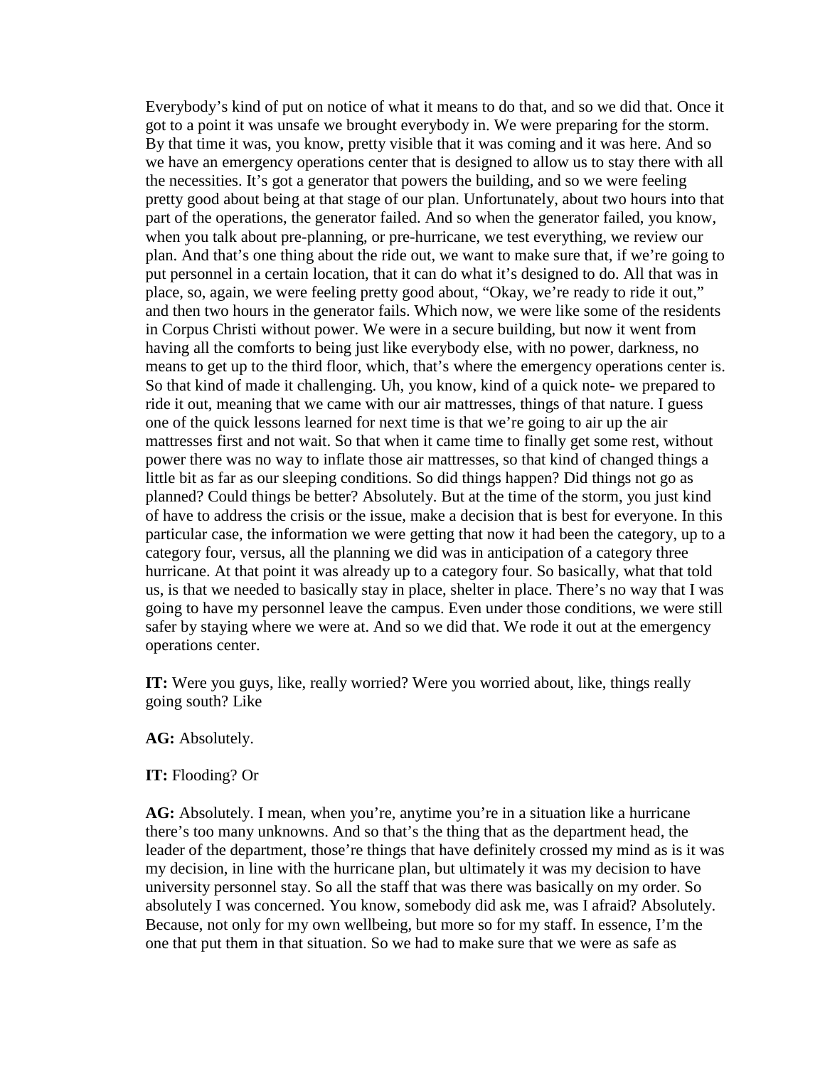Everybody's kind of put on notice of what it means to do that, and so we did that. Once it got to a point it was unsafe we brought everybody in. We were preparing for the storm. By that time it was, you know, pretty visible that it was coming and it was here. And so we have an emergency operations center that is designed to allow us to stay there with all the necessities. It's got a generator that powers the building, and so we feeling pretty good about being at that stage of our plan. Unfortunately, about two hours into that part of the operations, the generator failed. And so when the generator failed, you know, when you talk about pre-planning, or pre-hurricane, we test everything, we review our plan. And that's one thing about the ride out, we want to make sure that, if we're going to put personnel in a certain location, that it can do what it's designed to do. All that was in place, so, again, we were feeling pretty good about, "Okay, we're ready to ride it out," and then two hours in the generator fails. Which now, we were like some of the residents in Corpus Christi without power. We were in a secure building, but now it went from having all the comforts to being just like everybody else, with no power, darkness, no means to get up to the third floor, which, that's where the emergency operations center is. So that kind of made it challenging. Uh, you know, kind of a quick note- we prepared to ride it out, meaning that we came with our air mattresses, things of that nature. I guess one of the quick lessons learned for next time is that we're going to air up the air mattresses first and not wait. So that when it came time to finally get some rest, without power there was no way to inflate those air mattresses, so that kind of changed things a little bit as far as our sleeping conditions. So did things happen? Did things not go as planned? Could things be better? Absolutely. But at the time of the storm, you just kind of have to address the crisis or the issue, make a decision that is best for everyone. In this particular case, the information we were getting that now it had been the category, up to a category four, versus, all the planning we did was in anticipation of a category three hurricane. At that point it was already up to a category four. So basically, what that told us, is that we needed to basically stay in place, shelter in place. There's no way that I was going to have my personnel leave the campus. Even under those conditions, we were still safer by staying where we were at. And so we did that. We rode it out at the emergency operations center.

**IT:** Were you guys, like, really worried? Were you worried about, like, things really going south? Like

**AG:** Absolutely.

**IT:** Flooding? Or

**AG:** Absolutely. I mean, when you're, anytime you're in a situation like a hurricane there's too many unknowns. And so that's the thing that as the department head, the leader of the department, those're things that have definitely crossed my mind as is it was my decision, in line with the hurricane plan, but ultimately it was my decision to have university personnel stay. So all the staff that was there was basically on my order. So absolutely I was concerned. You know, somebody did ask me, was I afraid? Absolutely. Because, not only for my own wellbeing, but more so for my staff. In essence, I'm the one that put them in that situation. So we had to make sure that we were as safe as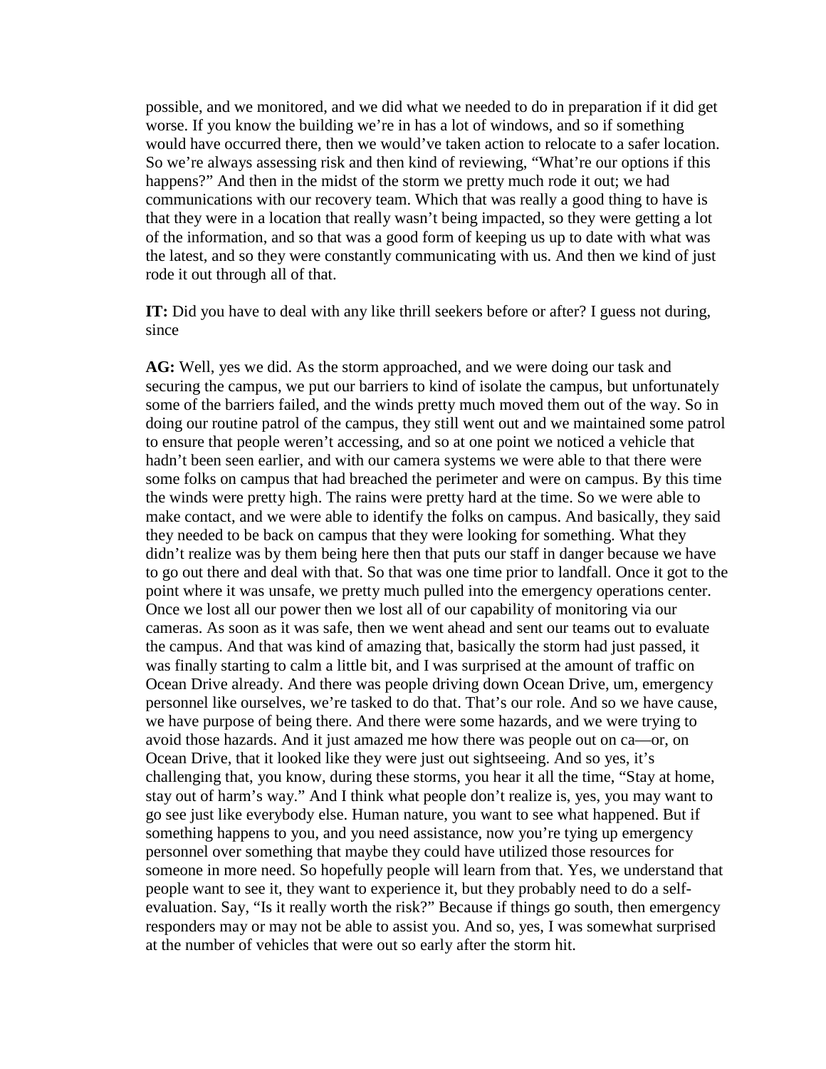possible, and we monitored, and we did what we needed to do in preparation if it did get worse. If you know the building we're in has a lot of windows, and so if something would have occurred there, then we would've taken action to relocate to a safer location. So we're always assessing risk and then kind of reviewing, "What're our options if this happens?" And then in the midst of the storm we pretty much rode it out; we had communications with our recovery team. Which that was really a good thing to have is that they were in a location that really wasn't being impacted, so they were getting a lot of the information, and so that was a good form of keeping us up to date with what was the latest, and so they were constantly communicating with us. And then we kind of just rode it out through all of that.

**IT:** Did you have to deal with any like thrill seekers before or after? I guess not during, since

**AG:** Well, yes we did. As the storm approached, and we were doing our task and securing the campus, we put our barriers to kind of isolate the campus, but unfortunately some of the barriers failed, and the winds pretty much moved them out of the way. So in doing our routine patrol of the campus, they still went out and we maintained some patrol to ensure that people weren't accessing, and so at one point we noticed a vehicle that hadn't been seen earlier, and with our camera systems we were able to that there were some folks on campus that had breached the perimeter and were on campus. By this time the winds were pretty high. The rains were pretty hard at the time. So we were able to make contact, and we were able to identify the folks on campus. And basically, they said they needed to be back on campus that they were looking for something. What they didn't realize was by them being here then that puts our staff in danger because we have to go out there and deal with that. So that was one time prior to landfall. Once it got to the point where it was unsafe, we pretty much pulled into the emergency operations center. Once we lost all our power then we lost all of our capability of monitoring via our cameras. As soon as it was safe, then we went ahead and sent our teams out to evaluate the campus. And that was kind of amazing that, basically the storm had just passed, it was finally starting to calm a little bit, and I was surprised at the amount of traffic on Ocean Drive already. And there was people driving down Ocean Drive, um, emergency personnel like ourselves, we're tasked to do that. That's our role. And so we have cause, we have purpose of being there. And there were some hazards, and we were trying to avoid those hazards. And it just amazed me how there was people out on ca—or, on Ocean Drive, that it looked like they were just out sightseeing. And so yes, it's challenging that, you know, during these storms, you hear it all the time, "Stay at home, stay out of harm's way." And I think what people don't realize is, yes, you may want to go see just like everybody else. Human nature, you want to see what happened. But if something happens to you, and you need assistance, now you're tying up emergency personnel over something that maybe they could have utilized those resources for someone in more need. So hopefully people will learn from that. Yes, we understand that people want to see it, they want to experience it, but they probably need to do a self-evaluation. Say, "Is it really worth the risk?" Because if things go south, then emergency responders may or may not be able to assist you. And so, yes, I was somewhat surprised at the number of vehicles that were out so early after the storm hit.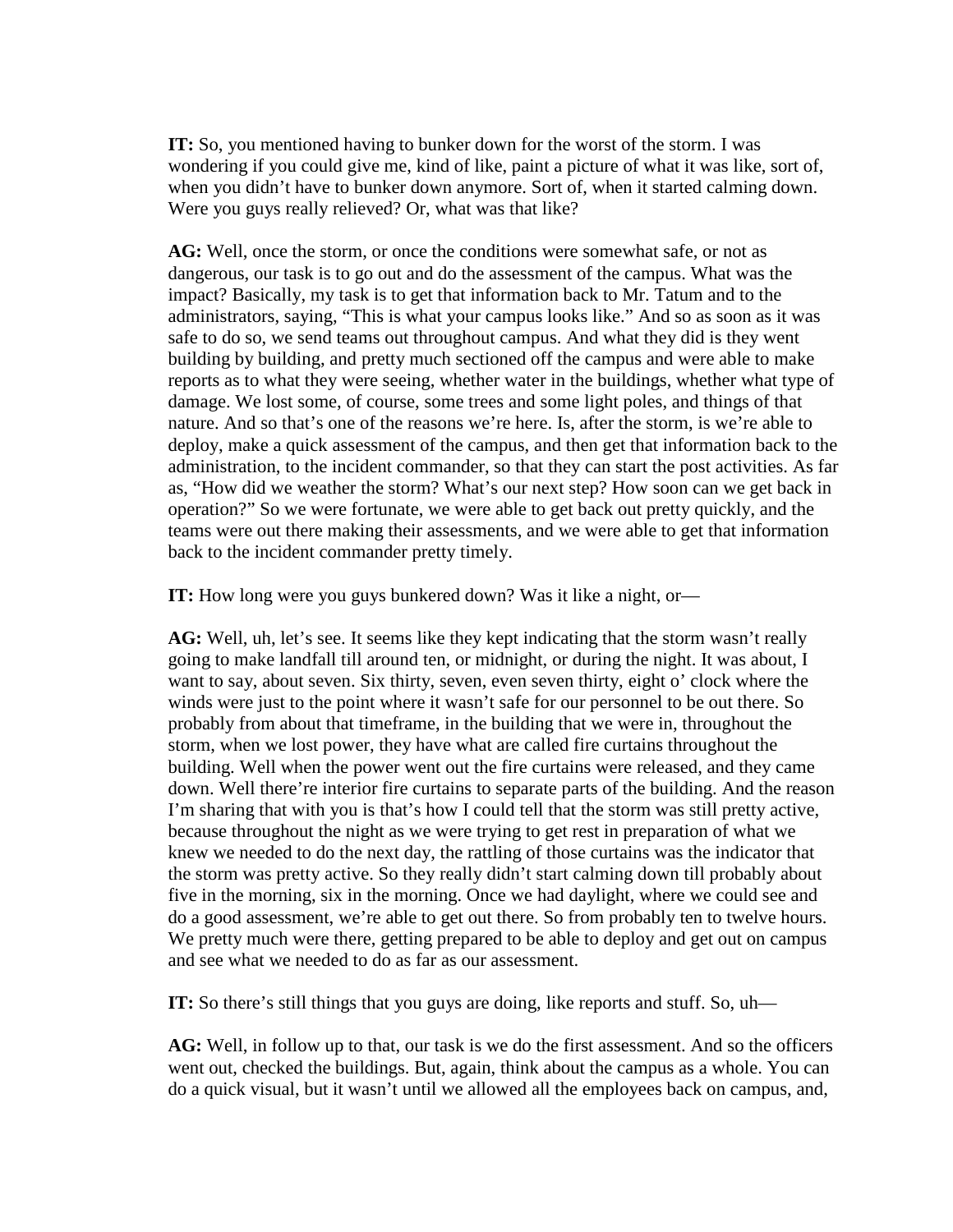**IT:** So, you mentioned having to bunker down for the worst of the storm. I was wondering if you could give me, kind of like, paint a picture of what it was like, sort of, when you didn't have to bunker down anymore. Sort of, when it started calming down. Were you guys really relieved? Or, what was that like?

**AG:** Well, once the storm, or once the conditions were somewhat safe, or not as dangerous, our task is to go out and do the assessment of the campus. What was the impact? Basically, my task is to get that information back to Mr. Tatum and to the administrators, saying, "This is what your campus looks like." And so as soon as it was safe to do so, we send teams out throughout campus. And what they did is they went building by building, and pretty much sectioned off the campus and were able to make reports as to what they were seeing, whether water in the buildings, whether what type of damage. We lost some, of course, some trees and some light poles, and things of that nature. And so that's one of the reasons we're here. Is, after the storm, is we're able to deploy, make a quick assessment of the campus, and then get that information back to the administration, to the incident commander, so that they can start the post activities. As far as, "How did we weather the storm? What's our next step? How soon can we get back in operation?" So we were fortunate, we were able to get back out pretty quickly, and the teams were out there making their assessments, and we were able to get that information back to the incident commander pretty timely.

**IT:** How long were you guys bunkered down? Was it like a night, or—

**AG:** Well, uh, let's see. It seems like they kept indicating that the storm wasn't really going to make landfall till around ten, or midnight, or during the night. It was about, I want to say, about seven. Six thirty, seven, even seven thirty, eight o' clock where the winds were just to the point where it wasn't safe for our personnel to be out there. So probably from about that timeframe, in the building that we were in, throughout the storm, when we lost power, they have what are called fire curtains throughout the building. Well when the power went out the fire curtains were released, and they came down. Well there're interior fire curtains to separate parts of the building. And the reason I'm sharing that with you is that's how I could tell that the storm was still pretty active, because throughout the night as we were trying to get rest in preparation of what we knew we needed to do the next day, the rattling of those curtains was the indicator that the storm was pretty active. So they really didn't start calming down till probably about five in the morning, six in the morning. Once we had daylight, where we could see and do a good assessment, we're able to get out there. So from probably ten to twelve hours. We pretty much were there, getting prepared to be able to deploy and get out on campus and see what we needed to do as far as our assessment.

**IT:** So there's still things that you guys are doing, like reports and stuff. So, uh—

**AG:** Well, in follow up to that, our task is we do the first assessment. And so the officers went out, checked the buildings. But, again, think about the campus as a whole. You can do a quick visual, but it wasn't until we allowed all the employees back on campus, and,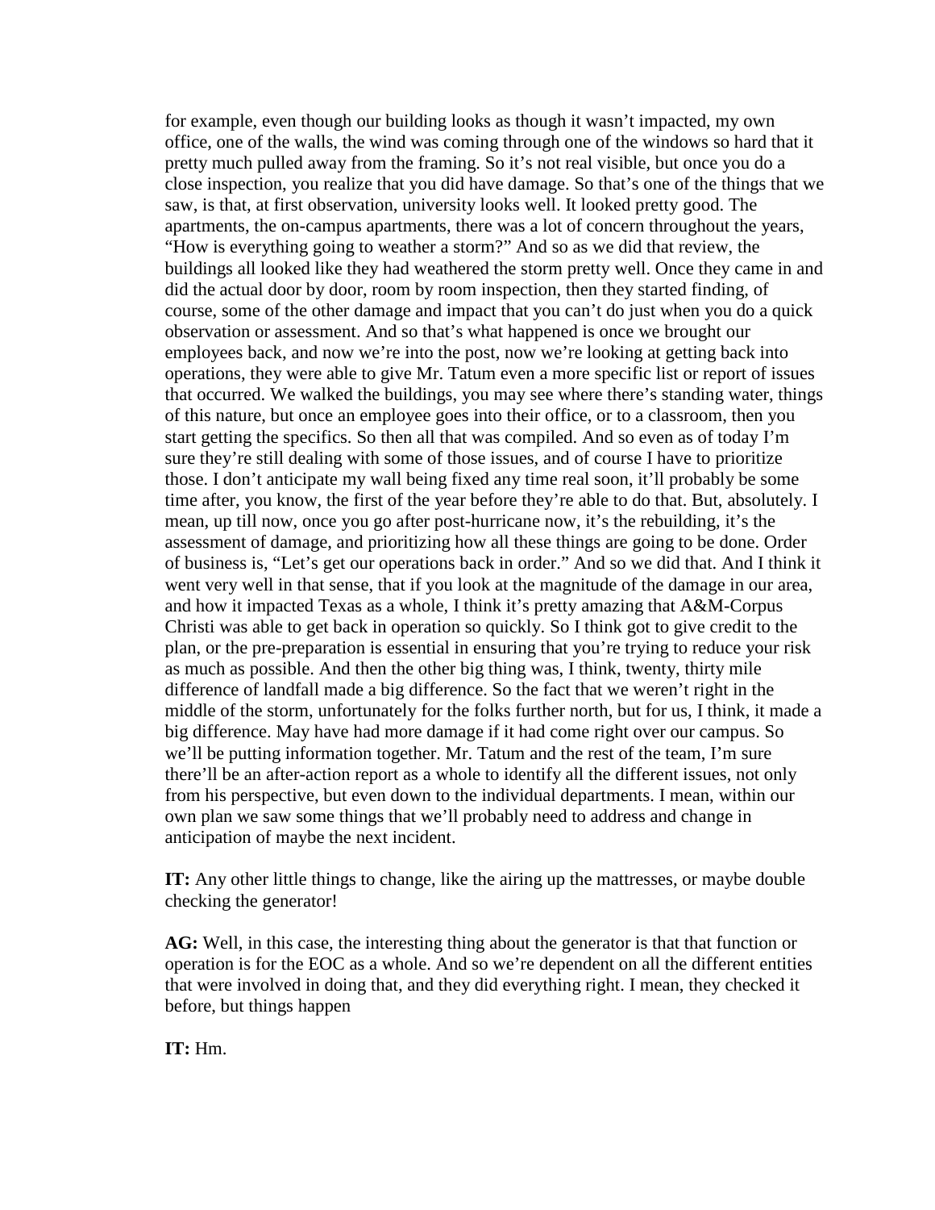for example, even though our building looks as though it wasn't impacted, my own office, one of the walls, the wind was coming through one of the windows so hard that it pretty much pulled away from the framing. So it's not real visible, but once you do a close inspection, you realize that you did have damage. So that's one of the things that we saw, is that, at first observation, university looks well. It looked pretty good. The apartments, the on-campus apartments, there was a lot of concern throughout the years, "How is everything going to weather a storm?" And so as we did that review, the buildings all looked like they had weathered the storm pretty well. Once they came in and did the actual door by door, room by room inspection, then they started finding, of course, some of the other damage and impact that you can't do just when you do a quick observation or assessment. And so that's what happened is once we brought our employees back, and now we're into the post, now we're looking at getting back into operations, they were able to give Mr. Tatum even a more specific list or report of issues that occurred. We walked the buildings, you may see where there's standing water, things of this nature, but once an employee goes into their office, or to a classroom, then you start getting the specifics. So then all that was compiled. And so even as of today I'm sure they're still dealing with some of those issues, and of course I have to prioritize those. I don't anticipate my wall being fixed any time real soon, it'll probably be some time after, you know, the first of the year before they're able to do that. But, absolutely. I mean, up till now, once you go after post-hurricane now, it's the rebuilding, it's the assessment of damage, and prioritizing how all these things are going to be done. Order of business is, "Let's get our operations back in order." And so we did that. And I think it went very well in that sense, that if you look at the magnitude of the damage in our area, and how it impacted Texas as a whole, I think it's pretty amazing that A&M-Corpus Christi was able to get back in operation so quickly. So I think got to give credit to the plan, or the pre-preparation is essential in ensuring that you're trying to reduce your risk as much as possible. And then the other big thing was, I think, twenty, thirty mile difference of landfall made a big difference. So the fact that we weren't right in the middle of the storm, unfortunately for the folks further north, but for us, I think, it made a big difference. May have had more damage if it had come right over our campus. So we'll be putting information together. Mr. Tatum and the rest of the team, I'm sure there'll be an after-action report as a whole to identify all the different issues, not only from his perspective, but even down to the individual departments. I mean, within our own plan we saw some things that we'll probably need to address and change in anticipation of maybe the next incident.

**IT:** Any other little things to change, like the airing up the mattresses, or maybe double checking the generator!

**AG:** Well, in this case, the interesting thing about the generator is that that function or operation is for the EOC as a whole. And so we're dependent on all the different entities that were involved in doing that, and they did everything right. I mean, they checked it before, but things happen

**IT:** Hm.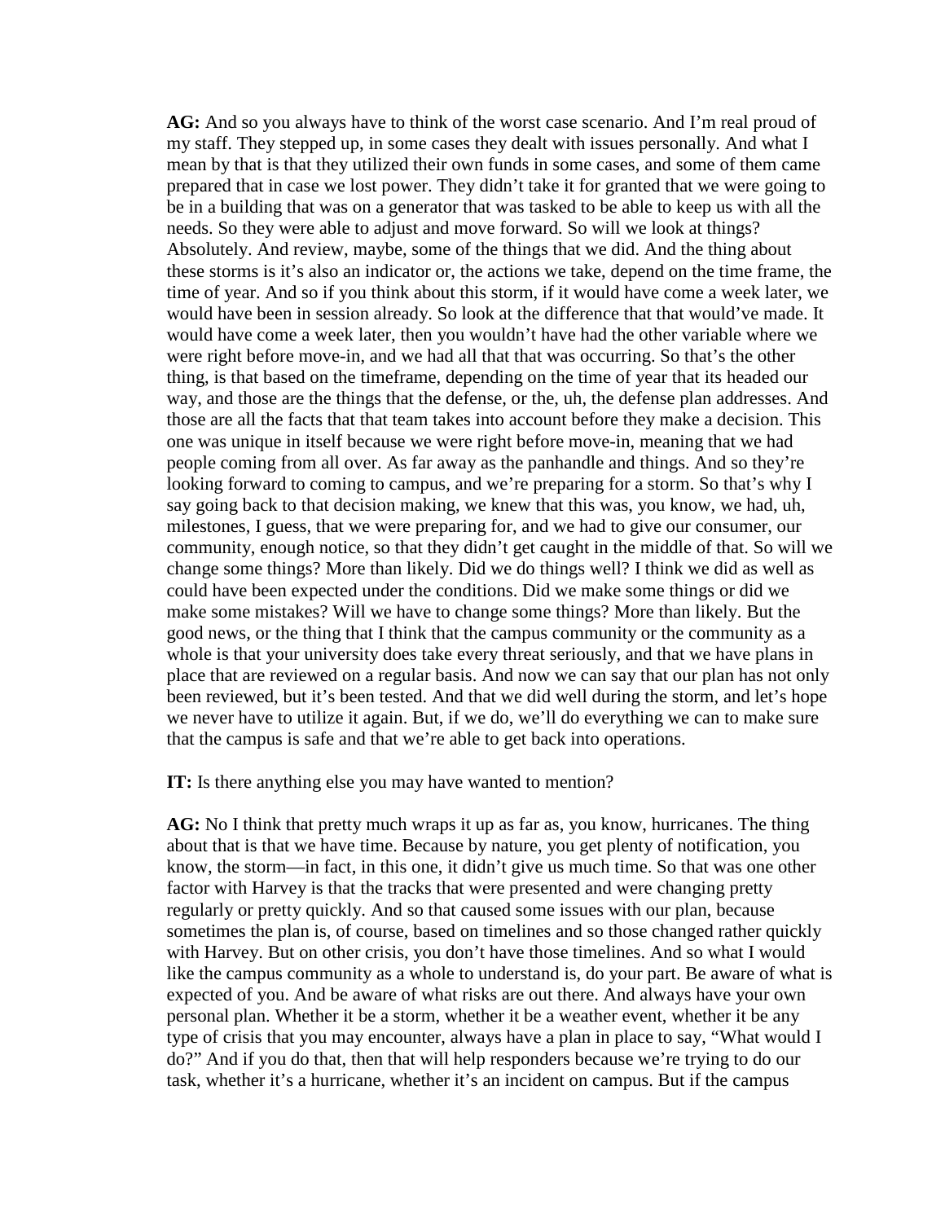**AG:** And so you always have to think of the worst case scenario. And I'm real proud of my staff. They stepped up, in some cases they dealt with issues personally. And what I mean by that is that they utilized their own funds in some cases, and some of them came prepared that in case we lost power. They didn't take it for granted that we were going to be in a building that was on a generator that was tasked to be able to keep us with all the needs. So they were able to adjust and move forward. So will we look at things? Absolutely. And review, maybe, some of the things that we did. And the thing about these storms is it's also an indicator or, the actions we take, depend on the time frame, the time of year. And so if you think about this storm, if it would have come a week later, we would have been in session already. So look at the difference that that would've made. It would have come a week later, then you wouldn't have had the other variable where we were right before move-in, and we had all that that was occurring. So that's the other thing, is that based on the timeframe, depending on the time of year that its headed our way, and those are the things that the defense, or the, uh, the defense plan addresses. And those are all the facts that that team takes into account before they make a decision. This one was unique in itself because we were right before move-in, meaning that we had people coming from all over. As far away as the panhandle and things. And so they're looking forward to coming to campus, and we're preparing for a storm. So that's why I say going back to that decision making, we knew that this was, you know, we had, uh, milestones, I guess, that we were preparing for, and we had to give our consumer, our community, enough notice, so that they didn't get caught in the middle of that. So will we change some things? More than likely. Did we do things well? I think we did as well as could have been expected under the conditions. Did we make some things or did we make some mistakes? Will we have to change some things? More than likely. But the good news, or the thing that I think that the campus community or the community as a whole is that your university does take every threat seriously, and that we have plans in place that are reviewed on a regular basis. And now we can say that our plan has not only been reviewed, but it's been tested. And that we did well during the storm, and let's hope we never have to utilize it again. But, if we do, we'll do everything we can to make sure that the campus is safe and that we're able to get back into operations.

**IT:** Is there anything else you may have wanted to mention?

**AG:** No I think that pretty much wraps it up as far as, you know, hurricanes. The thing about that is that we have time. Because by nature, you get plenty of notification, you know, the storm—in fact, in this one, it didn't give us much time. So that was one other factor with Harvey is that the tracks that were presented and were changing pretty regularly or pretty quickly. And so that caused some issues with our plan, because sometimes the plan is, of course, based on timelines and so those changed rather quickly with Harvey. But on other crisis, you don't have those timelines. And so what I would like the campus community as a whole to understand is, do your part. Be aware of what is expected of you. And be aware of what risks are out there. And always have your own personal plan. Whether it be a storm, whether it be a weather event, whether it be any type of crisis that you may encounter, always have a plan in place to say, "What would I do?" And if you do that, then that will help responders because we're trying to do our task, whether it's a hurricane, whether it's an incident on campus. But if the campus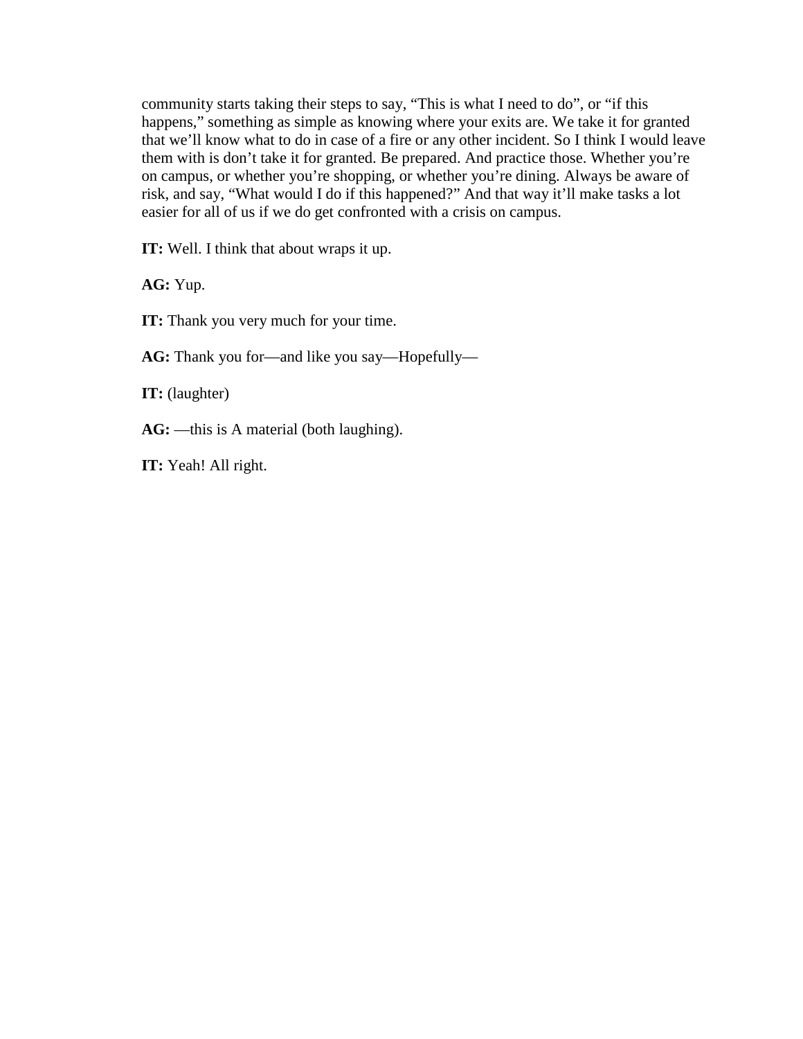community starts taking their steps to say, "This is what I need to do", or "if this happens," something as simple as knowing where your exits are. We take it for granted that we'll know what to do in case of a fire or any other incident. So I think I would leave them with is don't take it for granted. Be prepared. And practice those. Whether you're on campus, or whether you're shopping, or whether you're dining. Always be aware of risk, and say, "What would I do if this happened?" And that way it'll make tasks a lot easier for all of us if we do get confronted with a crisis on campus.

**IT:** Well. I think that about wraps it up.

**AG:** Yup.

**IT:** Thank you very much for your time.

**AG:** Thank you for—and like you say—Hopefully—

**IT:** (laughter)

**AG:** —this is A material (both laughing).

**IT:** Yeah! All right.